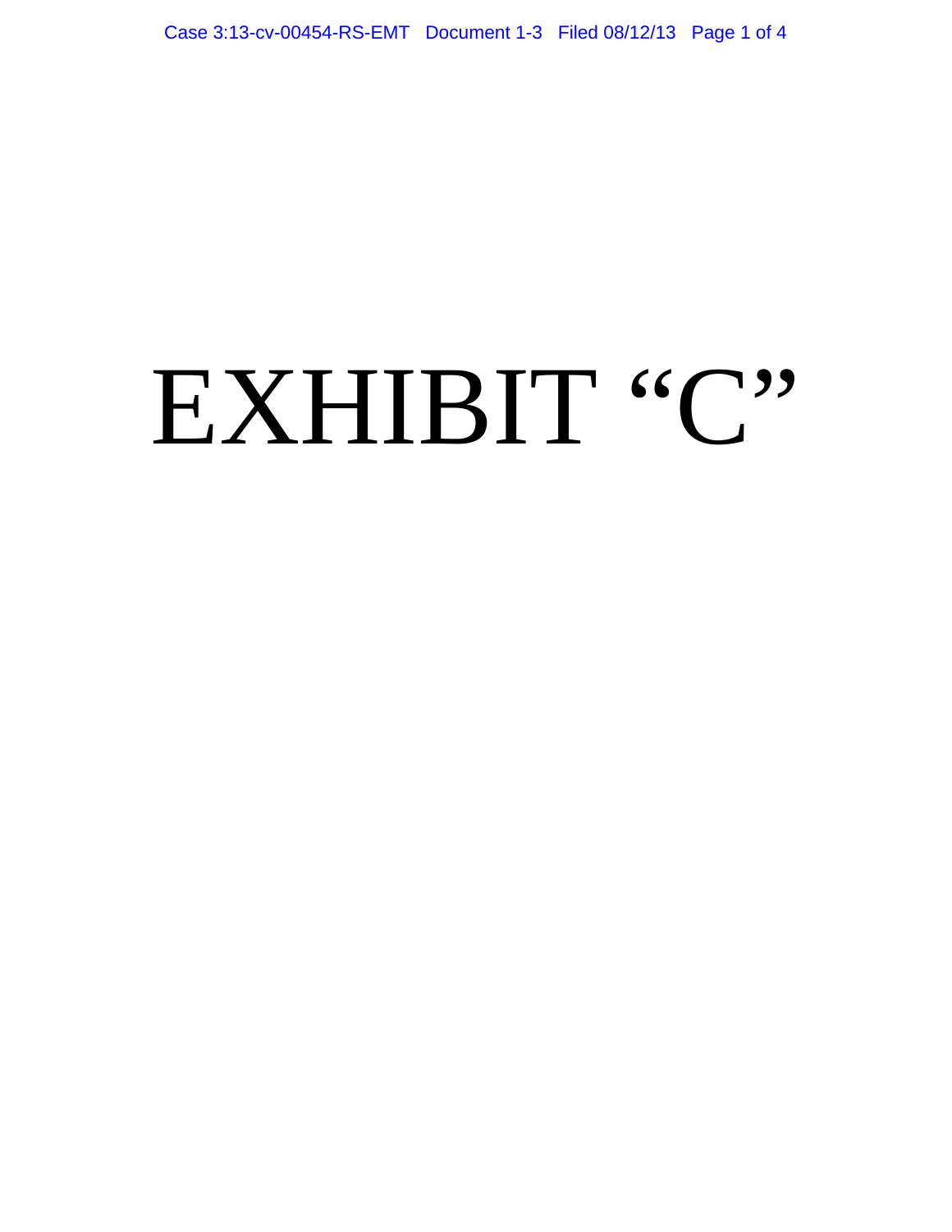# EXHIBIT "C"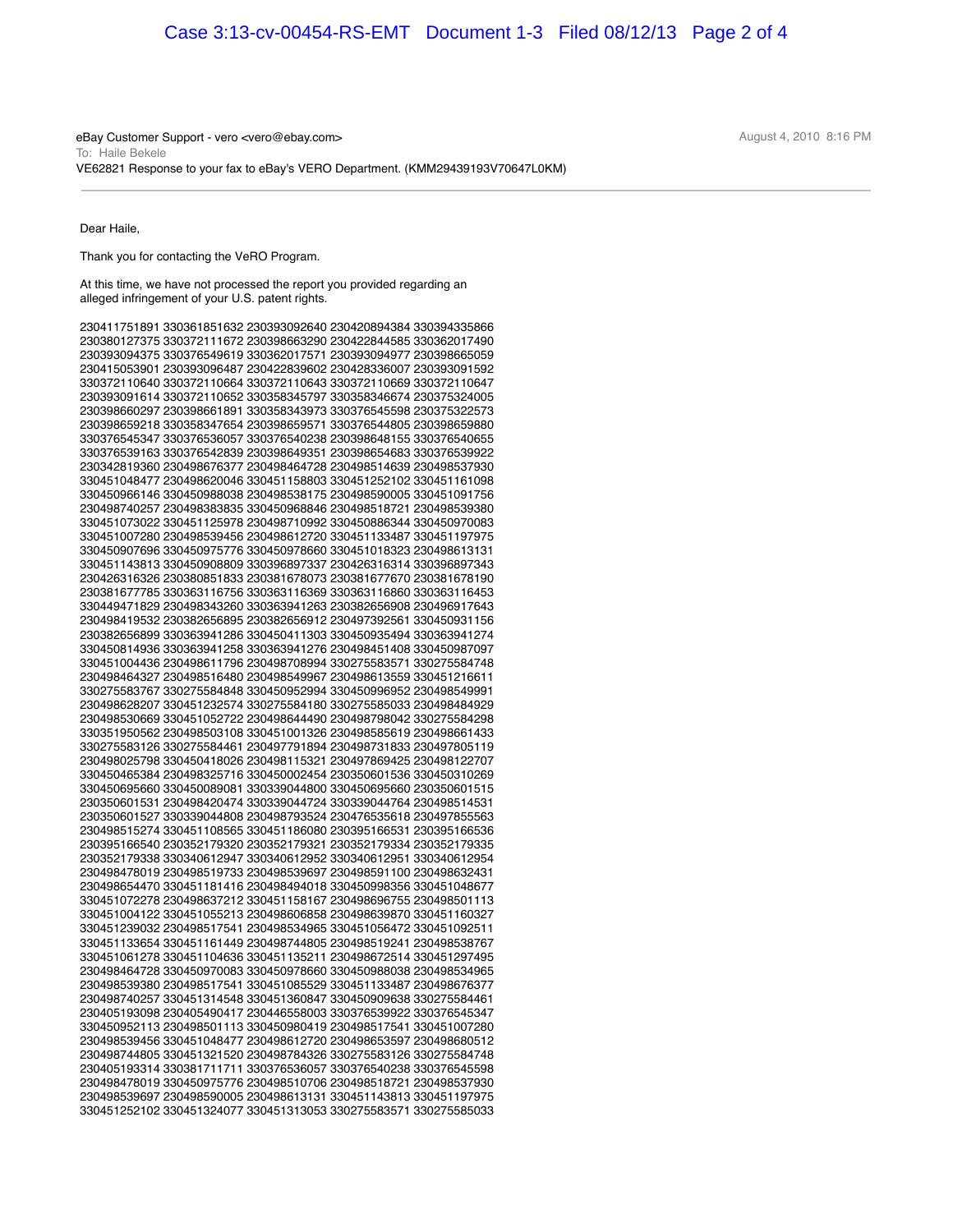eBay Customer Support - vero <vero@ebay.com>
To: Haile Bekele
VE62821 Response to your fax to eBay's VERO Department. (KMM29439193V70647L0KM)

August 4, 2010 8:16 PM

Dear Haile,

Thank you for contacting the VeRO Program.

At this time, we have not processed the report you provided regarding an alleged infringement of your U.S. patent rights.

230411751891 330361851632 230393092640 230420894384 330394335866
230380127375 330372111672 230398663290 230422844585 330362017490
230393094375 330376549619 330362017571 230393094977 230398665059
230415053901 230393096487 230422839602 230428336007 230393091592
330372110640 330372110664 330372110643 330372110669 330372110647
230393091614 330372110652 330358345797 330358346674 230375324005
230398660297 230398661891 330358343973 330376545598 230375322573
230398659218 330358347654 230398659571 330376544805 230398659880
330376545347 330376536057 330376540238 230398648155 330376540655
330376539163 330376542839 230398649351 230398654683 330376539922
230342819360 230498676377 230498464728 230498514639 230498537930
330451048477 230498620046 330451158803 330451252102 330451161098
330450966146 330450988038 230498538175 230498590005 330451091756
230498740257 230498383835 330450968846 230498518721 230498539380
330451073022 330451125978 230498710992 330450886344 330450970083
330451007280 230498539456 230498612720 330451133487 330451197975
330450907696 330450975776 330450978660 330451018323 230498613131
330451143813 330450908809 330396897337 230426316314 330396897343
230426316326 230380851833 230381678073 230381677670 230381678190
230381677785 330363116756 330363116369 330363116860 330363116453
330449471829 230498343260 330363941263 230382656908 230496917643
230498419532 230382656895 230382656912 230497392561 330450931156
230382656899 330363941286 330450411303 330450935494 330363941274
330450814936 330363941258 330363941276 230498451408 330450987097
330451004436 230498611796 230498708994 330275583571 330275584748
230498464327 230498516480 230498549967 230498613559 330451216611
330275583767 330275584848 330450952994 330450996952 230498549991
230498628207 330451232574 330275584180 330275585033 230498484929
230498530669 330451052722 230498644490 230498798042 330275584298
330351950562 230498503108 330451001326 230498585619 230498661433
330275583126 330275584461 230497791894 230498731833 230497805119
230498025798 330450418026 230498115321 230497869425 230498122707
330450465384 230498325716 330450002454 230350601536 330450310269
330450695660 330450089081 330339044800 330450695660 230350601515
230350601531 230498420474 330339044724 330339044764 230498514531
230350601527 330339044808 230498793524 230476535618 230497855563
230498515274 330451108565 330451186080 230395166531 230395166536
230395166540 230352179320 230352179321 230352179334 230352179335
230352179338 330340612947 330340612952 330340612951 330340612954
230498478019 230498519733 230498539697 230498591100 230498632431
230498654470 330451181416 230498494018 330450998356 330451048677
330451072278 230498637212 330451158167 230498696755 230498501113
330451004122 330451055213 230498606858 230498639870 330451160327
330451239032 230498517541 230498534965 330451056472 330451092511
330451133654 330451161449 230498744805 230498519241 230498538767
330451061278 330451104636 330451135211 230498672514 330451297495
230498464728 330450970083 330450978660 330450988038 230498534965
230498539380 230498517541 330451085529 330451133487 230498676377
230498740257 330451314548 330451360847 330450909638 330275584461
230405193098 230405490417 230446558003 330376539922 330376545347
330450952113 230498501113 330450980419 230498517541 330451007280
230498539456 330451048477 230498612720 230498653597 230498680512
230498744805 330451321520 230498784326 330275583126 330275584748
230405193314 330381711711 330376536057 330376540238 330376545598
230498478019 330450975776 230498510706 230498518721 230498537930
230498539697 230498590005 230498613131 330451143813 330451197975
330451252102 330451324077 330451313053 330275583571 330275585033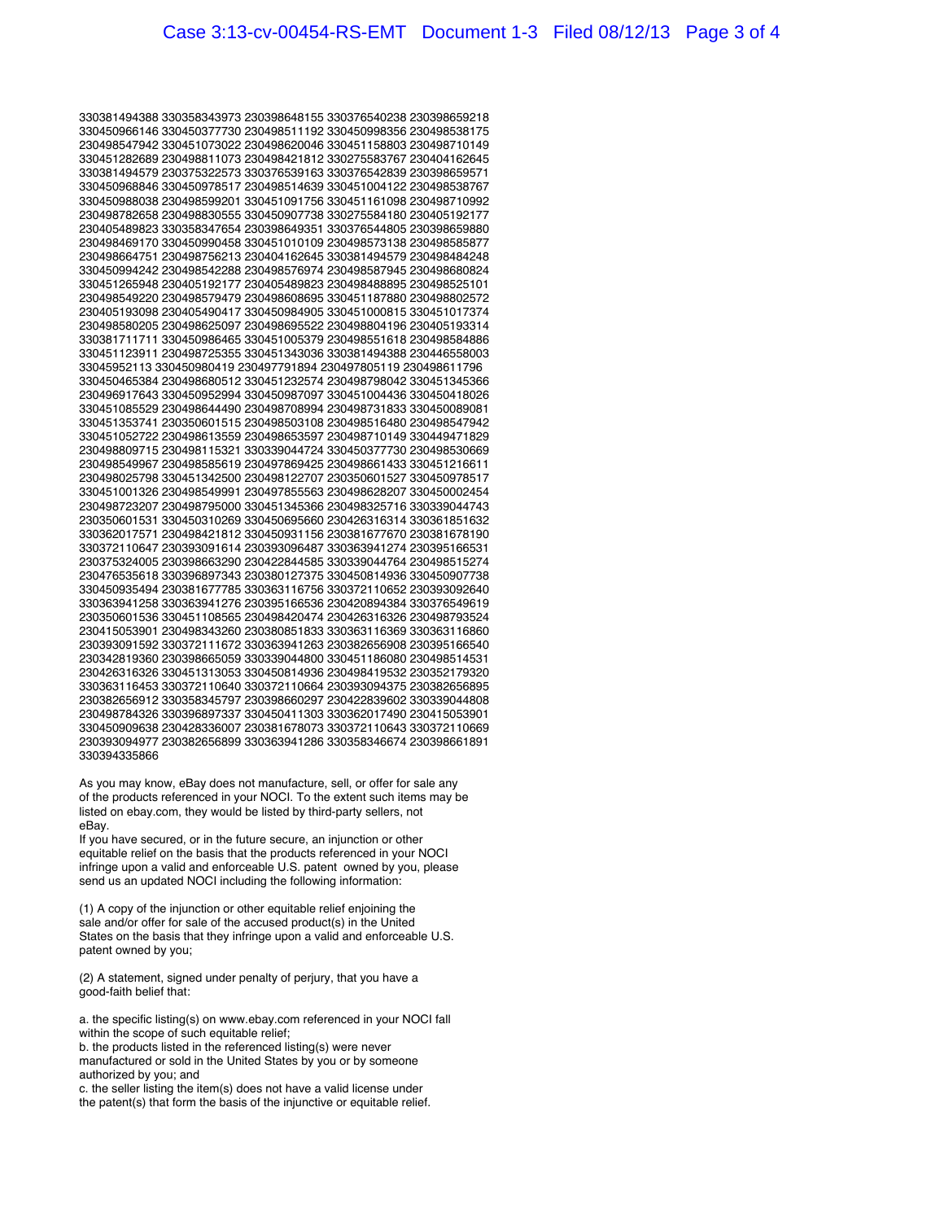330381494388 330358343973 230398648155 330376540238 230398659218
330450966146 330450377730 230498511192 330450998356 230498538175
230498547942 330451073022 230498620046 330451158803 230498710149
330451282689 230498811073 230498421812 330275583767 230404162645
330381494579 230375322573 330376539163 330376542839 230398659571
330450968846 330450978517 230498514639 330451004122 230498538767
330450988038 230498599201 330451091756 330451161098 230498710992
230498782658 230498830555 330450907738 330275584180 230405192177
230405489823 330358347654 230398649351 330376544805 230398659880
230498469170 330450990458 330451010109 230498573138 230498585877
230498664751 230498756213 230404162645 330381494579 230498484248
330450994242 230498542288 230498576974 230498587945 230498680824
330451265948 230405192177 230405489823 230498488895 230498525101
230498549220 230498579479 230498608695 330451187880 230498802572
230405193098 230405490417 330450984905 330451000815 330451017374
230498580205 230498625097 230498695522 230498804196 230405193314
330381711711 330450986465 330451005379 230498551618 230498584886
330451123911 230498725355 330451343036 330381494388 230446558003
33045952113 330450980419 230497791894 230497805119 230498611796
330450465384 230498680512 330451232574 230498798042 330451345366
230496917643 330450952994 330450987097 330451004436 330450418026
330451085529 230498644490 230498708994 230498731833 330450089081
330451353741 230350601515 230498503108 230498516480 230498547942
330451052722 230498613559 230498653597 230498710149 330449471829
230498809715 230498115321 330339044724 330450377730 230498530669
230498549967 230498585619 230497869425 230498661433 330451216611
230498025798 330451342500 230498122707 230350601527 330450978517
330451001326 230498549991 230497855563 230498628207 330450002454
230498723207 230498795000 330451345366 230498325716 330339044743
230350601531 330450310269 330450695660 230426316314 330361851632
330362017571 230498421812 330450931156 230381677670 230381678190
330372110647 230393091614 230393096487 330363941274 230395166531
230375324005 230398663290 230422844585 330339044764 230498515274
230476535618 330396897343 230380127375 330450814936 330450907738
330450935494 230381677785 330363116756 330372110652 230393092640
330363941258 330363941276 230395166536 230420894384 330376549619
230350601536 330451108565 230498420474 230426316326 230498793524
230415053901 230498343260 230380851833 330363116369 330363116860
230393091592 330372111672 330363941263 230382656908 230395166540
230342819360 230398665059 330339044800 330451186080 230498514531
230426316326 330451313053 330450814936 230498419532 230352179320
330363116453 330372110640 330372110664 230393094375 230382656895
230382656912 330358345797 230398660297 230422839602 330339044808
230498784326 330396897337 330450411303 330362017490 230415053901
330450909638 230428336007 230381678073 330372110643 330372110669
230393094977 230382656899 330363941286 330358346674 230398661891
330394335866

As you may know, eBay does not manufacture, sell, or offer for sale any of the products referenced in your NOCI. To the extent such items may be listed on ebay.com, they would be listed by third-party sellers, not eBay.
If you have secured, or in the future secure, an injunction or other equitable relief on the basis that the products referenced in your NOCI infringe upon a valid and enforceable U.S. patent owned by you, please send us an updated NOCI including the following information:

(1) A copy of the injunction or other equitable relief enjoining the sale and/or offer for sale of the accused product(s) in the United States on the basis that they infringe upon a valid and enforceable U.S. patent owned by you;

(2) A statement, signed under penalty of perjury, that you have a good-faith belief that:

a. the specific listing(s) on www.ebay.com referenced in your NOCI fall within the scope of such equitable relief;
b. the products listed in the referenced listing(s) were never manufactured or sold in the United States by you or by someone authorized by you; and
c. the seller listing the item(s) does not have a valid license under the patent(s) that form the basis of the injunctive or equitable relief.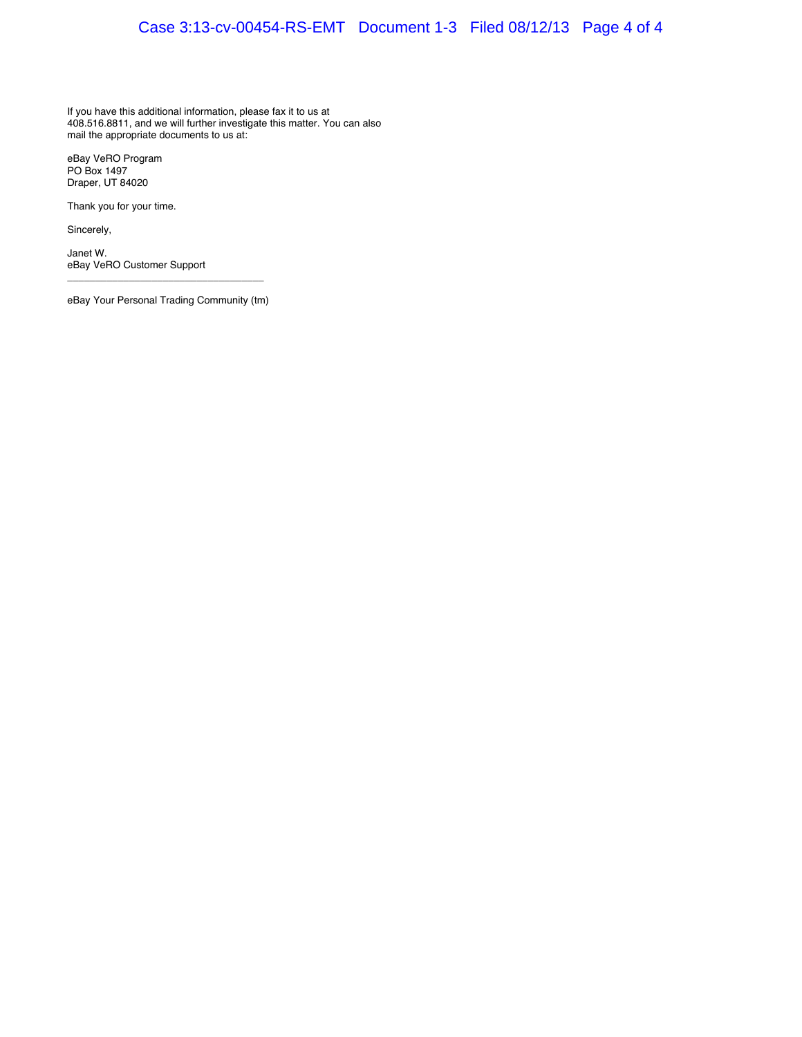If you have this additional information, please fax it to us at 408.516.8811, and we will further investigate this matter. You can also mail the appropriate documents to us at:

eBay VeRO Program
PO Box 1497
Draper, UT 84020

Thank you for your time.

Sincerely,

Janet W.
eBay VeRO Customer Support

---

eBay Your Personal Trading Community (tm)